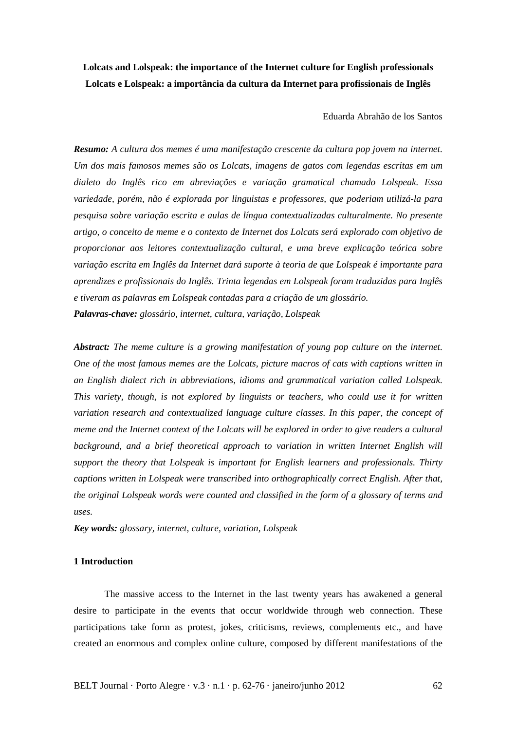# Lolcats and Lolspeak: the importance of the Internet culture for English professionals

# Lolcats e Lolspeak: a importância da cultura da Internet para profissionais de Inglês

Eduarda Abrahão de los Santos

***Resumo:*** *A cultura dos memes é uma manifestação crescente da cultura pop jovem na internet. Um dos mais famosos memes são os Lolcats, imagens de gatos com legendas escritas em um dialeto do Inglês rico em abreviações e variação gramatical chamado Lolspeak. Essa variedade, porém, não é explorada por linguistas e professores, que poderiam utilizá-la para pesquisa sobre variação escrita e aulas de língua contextualizadas culturalmente. No presente artigo, o conceito de meme e o contexto de Internet dos Lolcats será explorado com objetivo de proporcionar aos leitores contextualização cultural, e uma breve explicação teórica sobre variação escrita em Inglês da Internet dará suporte à teoria de que Lolspeak é importante para aprendizes e profissionais do Inglês. Trinta legendas em Lolspeak foram traduzidas para Inglês e tiveram as palavras em Lolspeak contadas para a criação de um glossário.*

***Palavras-chave:*** *glossário, internet, cultura, variação, Lolspeak*

***Abstract:*** *The meme culture is a growing manifestation of young pop culture on the internet. One of the most famous memes are the Lolcats, picture macros of cats with captions written in an English dialect rich in abbreviations, idioms and grammatical variation called Lolspeak. This variety, though, is not explored by linguists or teachers, who could use it for written variation research and contextualized language culture classes. In this paper, the concept of meme and the Internet context of the Lolcats will be explored in order to give readers a cultural background, and a brief theoretical approach to variation in written Internet English will support the theory that Lolspeak is important for English learners and professionals. Thirty captions written in Lolspeak were transcribed into orthographically correct English. After that, the original Lolspeak words were counted and classified in the form of a glossary of terms and uses.*

***Key words:*** *glossary, internet, culture, variation, Lolspeak*

## 1 Introduction

The massive access to the Internet in the last twenty years has awakened a general desire to participate in the events that occur worldwide through web connection. These participations take form as protest, jokes, criticisms, reviews, complements etc., and have created an enormous and complex online culture, composed by different manifestations of the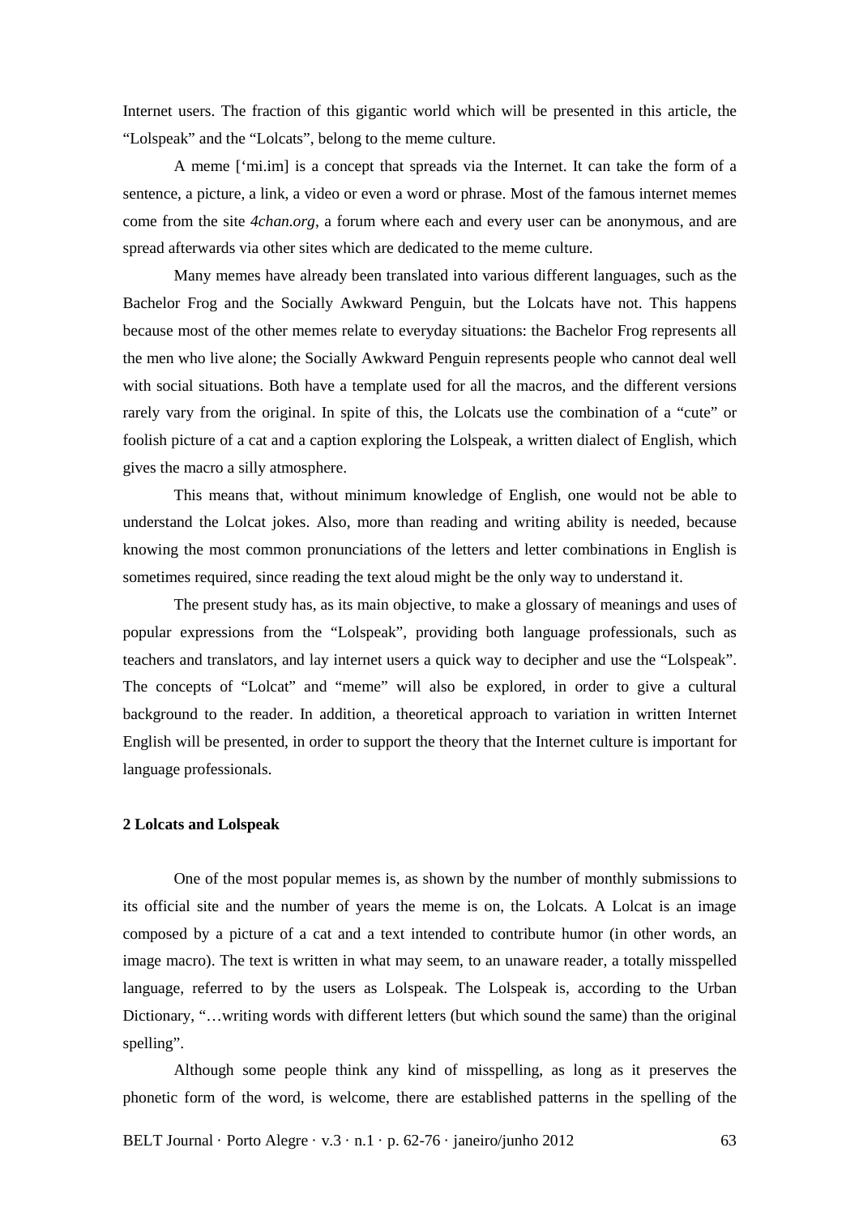Internet users. The fraction of this gigantic world which will be presented in this article, the "Lolspeak" and the "Lolcats", belong to the meme culture.

A meme ['mi.im] is a concept that spreads via the Internet. It can take the form of a sentence, a picture, a link, a video or even a word or phrase. Most of the famous internet memes come from the site *4chan.org*, a forum where each and every user can be anonymous, and are spread afterwards via other sites which are dedicated to the meme culture.

Many memes have already been translated into various different languages, such as the Bachelor Frog and the Socially Awkward Penguin, but the Lolcats have not. This happens because most of the other memes relate to everyday situations: the Bachelor Frog represents all the men who live alone; the Socially Awkward Penguin represents people who cannot deal well with social situations. Both have a template used for all the macros, and the different versions rarely vary from the original. In spite of this, the Lolcats use the combination of a "cute" or foolish picture of a cat and a caption exploring the Lolspeak, a written dialect of English, which gives the macro a silly atmosphere.

This means that, without minimum knowledge of English, one would not be able to understand the Lolcat jokes. Also, more than reading and writing ability is needed, because knowing the most common pronunciations of the letters and letter combinations in English is sometimes required, since reading the text aloud might be the only way to understand it.

The present study has, as its main objective, to make a glossary of meanings and uses of popular expressions from the "Lolspeak", providing both language professionals, such as teachers and translators, and lay internet users a quick way to decipher and use the "Lolspeak". The concepts of "Lolcat" and "meme" will also be explored, in order to give a cultural background to the reader. In addition, a theoretical approach to variation in written Internet English will be presented, in order to support the theory that the Internet culture is important for language professionals.

## 2 Lolcats and Lolspeak

One of the most popular memes is, as shown by the number of monthly submissions to its official site and the number of years the meme is on, the Lolcats. A Lolcat is an image composed by a picture of a cat and a text intended to contribute humor (in other words, an image macro). The text is written in what may seem, to an unaware reader, a totally misspelled language, referred to by the users as Lolspeak. The Lolspeak is, according to the Urban Dictionary, "…writing words with different letters (but which sound the same) than the original spelling".

Although some people think any kind of misspelling, as long as it preserves the phonetic form of the word, is welcome, there are established patterns in the spelling of the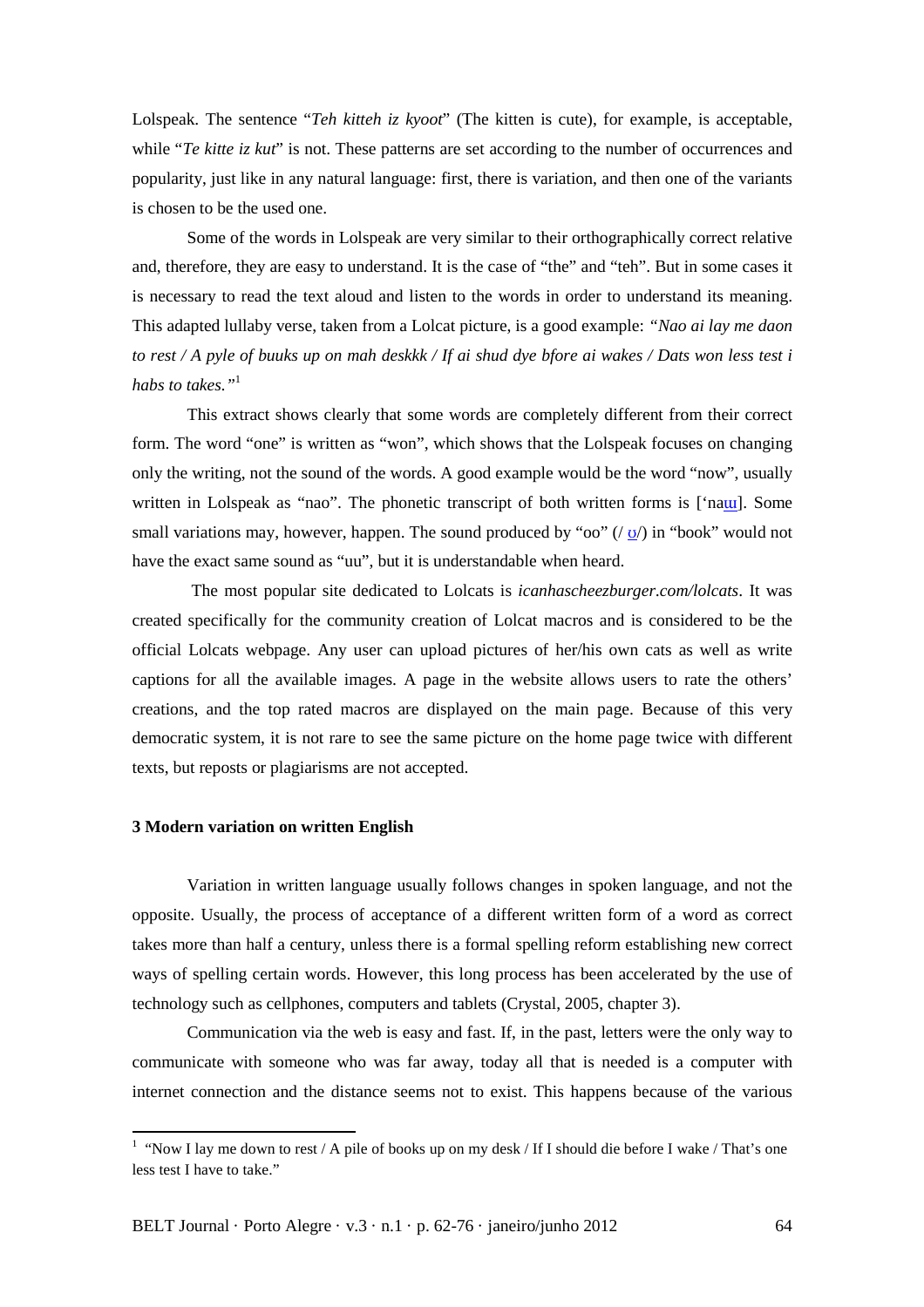Lolspeak. The sentence "*Teh kitteh iz kyoot*" (The kitten is cute), for example, is acceptable, while "*Te kitte iz kut*" is not. These patterns are set according to the number of occurrences and popularity, just like in any natural language: first, there is variation, and then one of the variants is chosen to be the used one.

Some of the words in Lolspeak are very similar to their orthographically correct relative and, therefore, they are easy to understand. It is the case of "the" and "teh". But in some cases it is necessary to read the text aloud and listen to the words in order to understand its meaning. This adapted lullaby verse, taken from a Lolcat picture, is a good example: *"Nao ai lay me daon to rest / A pyle of buuks up on mah deskkk / If ai shud dye bfore ai wakes / Dats won less test i habs to takes."*[1]

This extract shows clearly that some words are completely different from their correct form. The word "one" is written as "won", which shows that the Lolspeak focuses on changing only the writing, not the sound of the words. A good example would be the word "now", usually written in Lolspeak as "nao". The phonetic transcript of both written forms is ['naɯ]. Some small variations may, however, happen. The sound produced by "oo" (/ ʊ/) in "book" would not have the exact same sound as "uu", but it is understandable when heard.

The most popular site dedicated to Lolcats is *icanhascheezburger.com/lolcats*. It was created specifically for the community creation of Lolcat macros and is considered to be the official Lolcats webpage. Any user can upload pictures of her/his own cats as well as write captions for all the available images. A page in the website allows users to rate the others' creations, and the top rated macros are displayed on the main page. Because of this very democratic system, it is not rare to see the same picture on the home page twice with different texts, but reposts or plagiarisms are not accepted.

### 3 Modern variation on written English

Variation in written language usually follows changes in spoken language, and not the opposite. Usually, the process of acceptance of a different written form of a word as correct takes more than half a century, unless there is a formal spelling reform establishing new correct ways of spelling certain words. However, this long process has been accelerated by the use of technology such as cellphones, computers and tablets (Crystal, 2005, chapter 3).

Communication via the web is easy and fast. If, in the past, letters were the only way to communicate with someone who was far away, today all that is needed is a computer with internet connection and the distance seems not to exist. This happens because of the various

---

[1] "Now I lay me down to rest / A pile of books up on my desk / If I should die before I wake / That's one less test I have to take."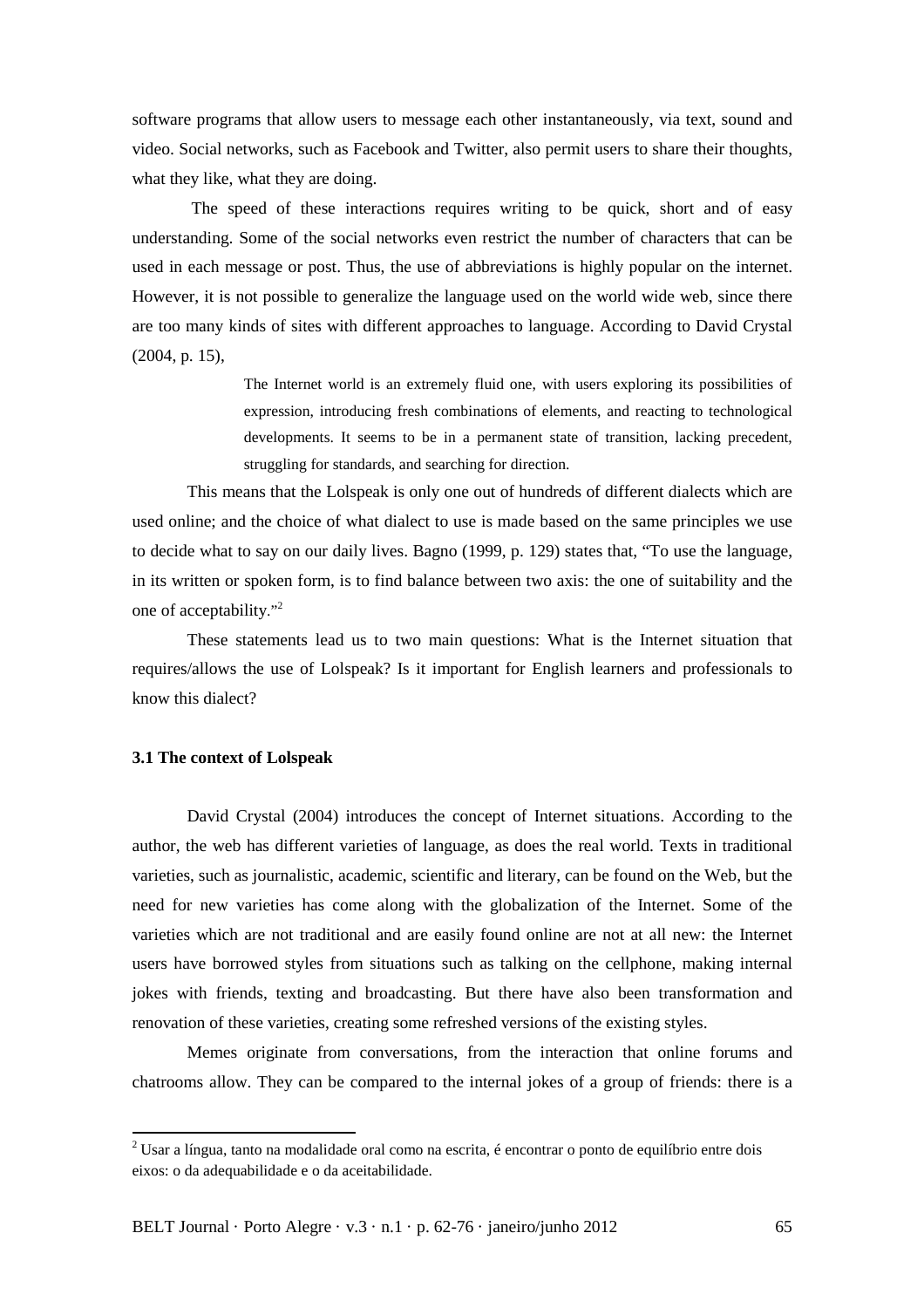software programs that allow users to message each other instantaneously, via text, sound and video. Social networks, such as Facebook and Twitter, also permit users to share their thoughts, what they like, what they are doing.

The speed of these interactions requires writing to be quick, short and of easy understanding. Some of the social networks even restrict the number of characters that can be used in each message or post. Thus, the use of abbreviations is highly popular on the internet. However, it is not possible to generalize the language used on the world wide web, since there are too many kinds of sites with different approaches to language. According to David Crystal (2004, p. 15),

> The Internet world is an extremely fluid one, with users exploring its possibilities of expression, introducing fresh combinations of elements, and reacting to technological developments. It seems to be in a permanent state of transition, lacking precedent, struggling for standards, and searching for direction.

This means that the Lolspeak is only one out of hundreds of different dialects which are used online; and the choice of what dialect to use is made based on the same principles we use to decide what to say on our daily lives. Bagno (1999, p. 129) states that, "To use the language, in its written or spoken form, is to find balance between two axis: the one of suitability and the one of acceptability."[2]

These statements lead us to two main questions: What is the Internet situation that requires/allows the use of Lolspeak? Is it important for English learners and professionals to know this dialect?

### 3.1 The context of Lolspeak

David Crystal (2004) introduces the concept of Internet situations. According to the author, the web has different varieties of language, as does the real world. Texts in traditional varieties, such as journalistic, academic, scientific and literary, can be found on the Web, but the need for new varieties has come along with the globalization of the Internet. Some of the varieties which are not traditional and are easily found online are not at all new: the Internet users have borrowed styles from situations such as talking on the cellphone, making internal jokes with friends, texting and broadcasting. But there have also been transformation and renovation of these varieties, creating some refreshed versions of the existing styles.

Memes originate from conversations, from the interaction that online forums and chatrooms allow. They can be compared to the internal jokes of a group of friends: there is a

---

[2] Usar a língua, tanto na modalidade oral como na escrita, é encontrar o ponto de equilíbrio entre dois eixos: o da adequabilidade e o da aceitabilidade.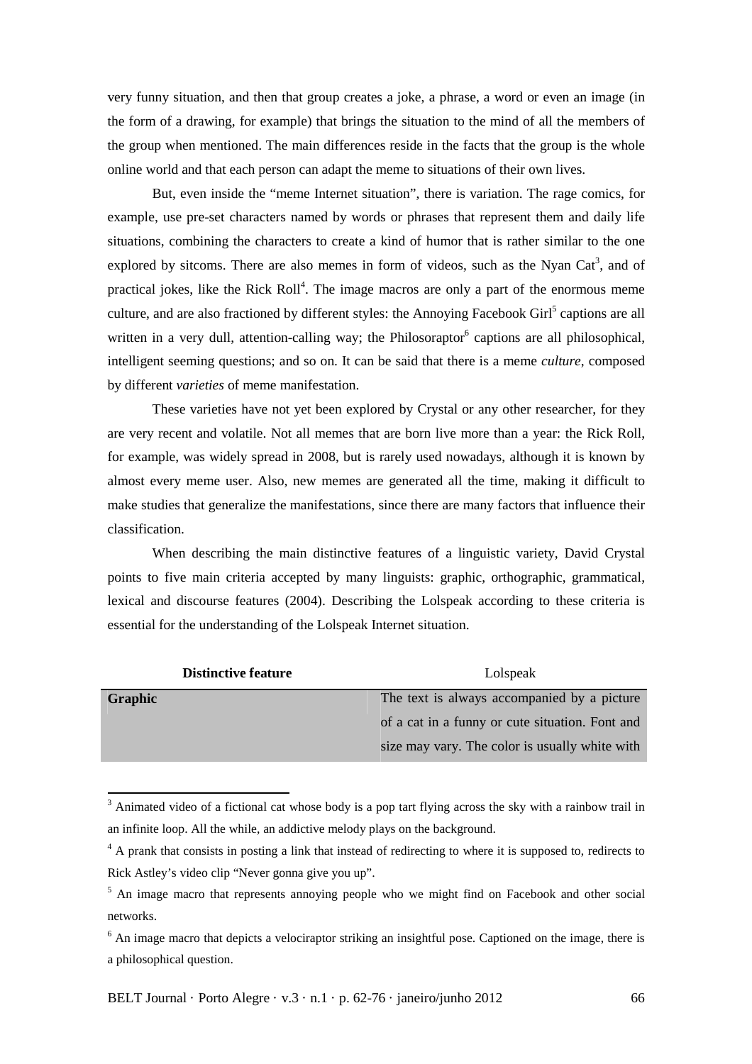very funny situation, and then that group creates a joke, a phrase, a word or even an image (in the form of a drawing, for example) that brings the situation to the mind of all the members of the group when mentioned. The main differences reside in the facts that the group is the whole online world and that each person can adapt the meme to situations of their own lives.

But, even inside the "meme Internet situation", there is variation. The rage comics, for example, use pre-set characters named by words or phrases that represent them and daily life situations, combining the characters to create a kind of humor that is rather similar to the one explored by sitcoms. There are also memes in form of videos, such as the Nyan Cat[3], and of practical jokes, like the Rick Roll[4]. The image macros are only a part of the enormous meme culture, and are also fractioned by different styles: the Annoying Facebook Girl[5] captions are all written in a very dull, attention-calling way; the Philosoraptor[6] captions are all philosophical, intelligent seeming questions; and so on. It can be said that there is a meme *culture*, composed by different *varieties* of meme manifestation.

These varieties have not yet been explored by Crystal or any other researcher, for they are very recent and volatile. Not all memes that are born live more than a year: the Rick Roll, for example, was widely spread in 2008, but is rarely used nowadays, although it is known by almost every meme user. Also, new memes are generated all the time, making it difficult to make studies that generalize the manifestations, since there are many factors that influence their classification.

When describing the main distinctive features of a linguistic variety, David Crystal points to five main criteria accepted by many linguists: graphic, orthographic, grammatical, lexical and discourse features (2004). Describing the Lolspeak according to these criteria is essential for the understanding of the Lolspeak Internet situation.

| **Distinctive feature** | Lolspeak |
|---|---|
| **Graphic** | The text is always accompanied by a picture of a cat in a funny or cute situation. Font and size may vary. The color is usually white with |

---

[3] Animated video of a fictional cat whose body is a pop tart flying across the sky with a rainbow trail in an infinite loop. All the while, an addictive melody plays on the background.

[4] A prank that consists in posting a link that instead of redirecting to where it is supposed to, redirects to Rick Astley's video clip "Never gonna give you up".

[5] An image macro that represents annoying people who we might find on Facebook and other social networks.

[6] An image macro that depicts a velociraptor striking an insightful pose. Captioned on the image, there is a philosophical question.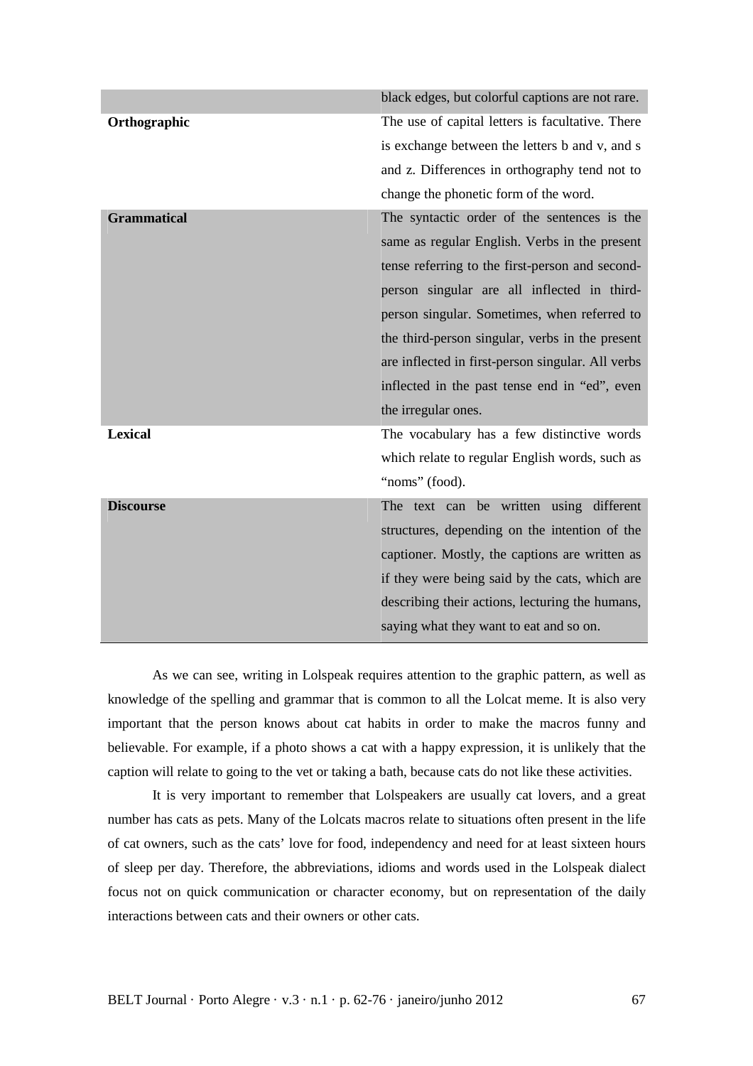| | |
|---|---|
| | black edges, but colorful captions are not rare. |
| **Orthographic** | The use of capital letters is facultative. There is exchange between the letters b and v, and s and z. Differences in orthography tend not to change the phonetic form of the word. |
| **Grammatical** | The syntactic order of the sentences is the same as regular English. Verbs in the present tense referring to the first-person and second-person singular are all inflected in third-person singular. Sometimes, when referred to the third-person singular, verbs in the present are inflected in first-person singular. All verbs inflected in the past tense end in "ed", even the irregular ones. |
| **Lexical** | The vocabulary has a few distinctive words which relate to regular English words, such as "noms" (food). |
| **Discourse** | The text can be written using different structures, depending on the intention of the captioner. Mostly, the captions are written as if they were being said by the cats, which are describing their actions, lecturing the humans, saying what they want to eat and so on. |

As we can see, writing in Lolspeak requires attention to the graphic pattern, as well as knowledge of the spelling and grammar that is common to all the Lolcat meme. It is also very important that the person knows about cat habits in order to make the macros funny and believable. For example, if a photo shows a cat with a happy expression, it is unlikely that the caption will relate to going to the vet or taking a bath, because cats do not like these activities.

It is very important to remember that Lolspeakers are usually cat lovers, and a great number has cats as pets. Many of the Lolcats macros relate to situations often present in the life of cat owners, such as the cats' love for food, independency and need for at least sixteen hours of sleep per day. Therefore, the abbreviations, idioms and words used in the Lolspeak dialect focus not on quick communication or character economy, but on representation of the daily interactions between cats and their owners or other cats.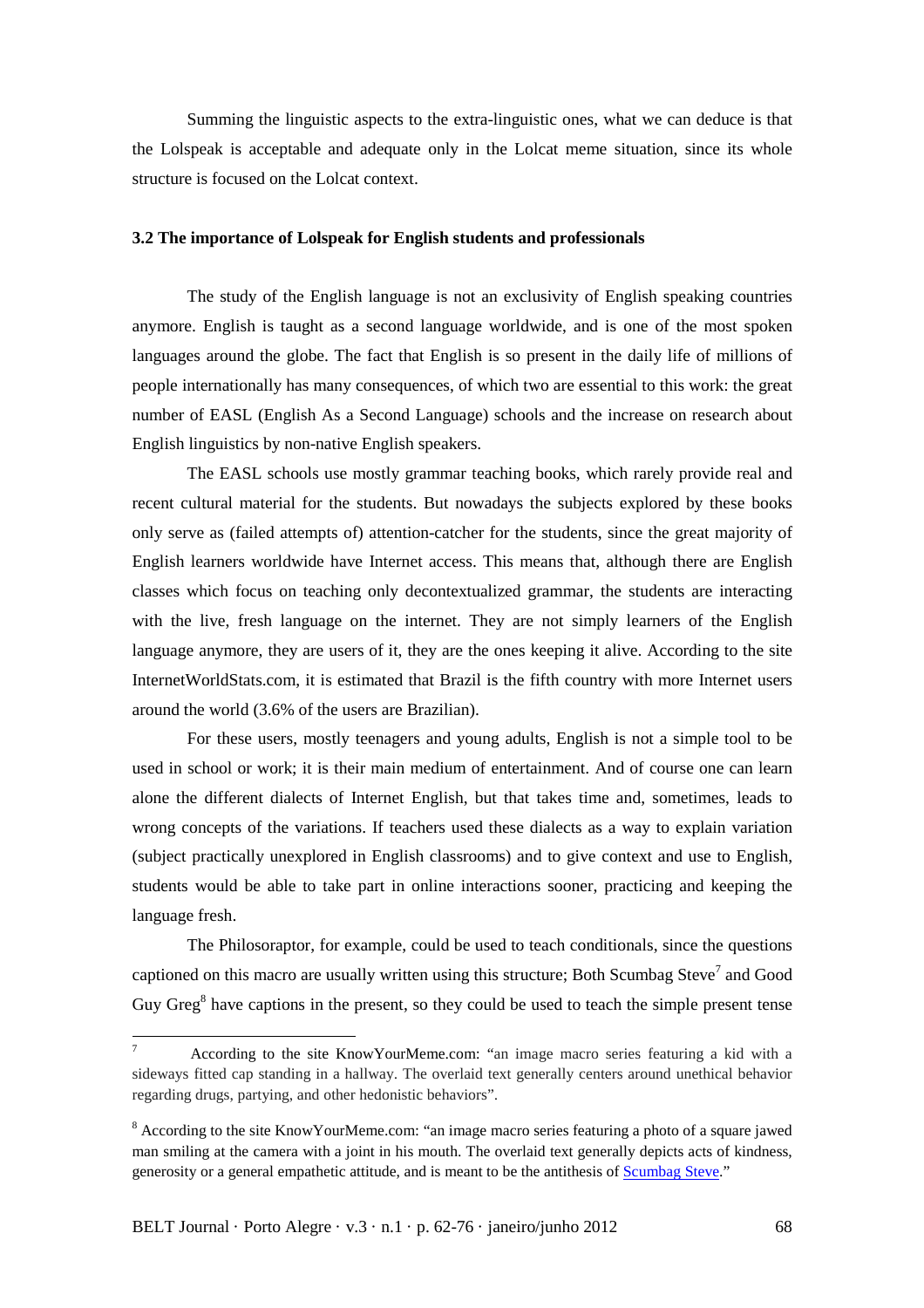Summing the linguistic aspects to the extra-linguistic ones, what we can deduce is that the Lolspeak is acceptable and adequate only in the Lolcat meme situation, since its whole structure is focused on the Lolcat context.

### 3.2 The importance of Lolspeak for English students and professionals

The study of the English language is not an exclusivity of English speaking countries anymore. English is taught as a second language worldwide, and is one of the most spoken languages around the globe. The fact that English is so present in the daily life of millions of people internationally has many consequences, of which two are essential to this work: the great number of EASL (English As a Second Language) schools and the increase on research about English linguistics by non-native English speakers.

The EASL schools use mostly grammar teaching books, which rarely provide real and recent cultural material for the students. But nowadays the subjects explored by these books only serve as (failed attempts of) attention-catcher for the students, since the great majority of English learners worldwide have Internet access. This means that, although there are English classes which focus on teaching only decontextualized grammar, the students are interacting with the live, fresh language on the internet. They are not simply learners of the English language anymore, they are users of it, they are the ones keeping it alive. According to the site InternetWorldStats.com, it is estimated that Brazil is the fifth country with more Internet users around the world (3.6% of the users are Brazilian).

For these users, mostly teenagers and young adults, English is not a simple tool to be used in school or work; it is their main medium of entertainment. And of course one can learn alone the different dialects of Internet English, but that takes time and, sometimes, leads to wrong concepts of the variations. If teachers used these dialects as a way to explain variation (subject practically unexplored in English classrooms) and to give context and use to English, students would be able to take part in online interactions sooner, practicing and keeping the language fresh.

The Philosoraptor, for example, could be used to teach conditionals, since the questions captioned on this macro are usually written using this structure; Both Scumbag Steve[7] and Good Guy Greg[8] have captions in the present, so they could be used to teach the simple present tense

---

[7] According to the site KnowYourMeme.com: "an image macro series featuring a kid with a sideways fitted cap standing in a hallway. The overlaid text generally centers around unethical behavior regarding drugs, partying, and other hedonistic behaviors".

[8] According to the site KnowYourMeme.com: "an image macro series featuring a photo of a square jawed man smiling at the camera with a joint in his mouth. The overlaid text generally depicts acts of kindness, generosity or a general empathetic attitude, and is meant to be the antithesis of Scumbag Steve."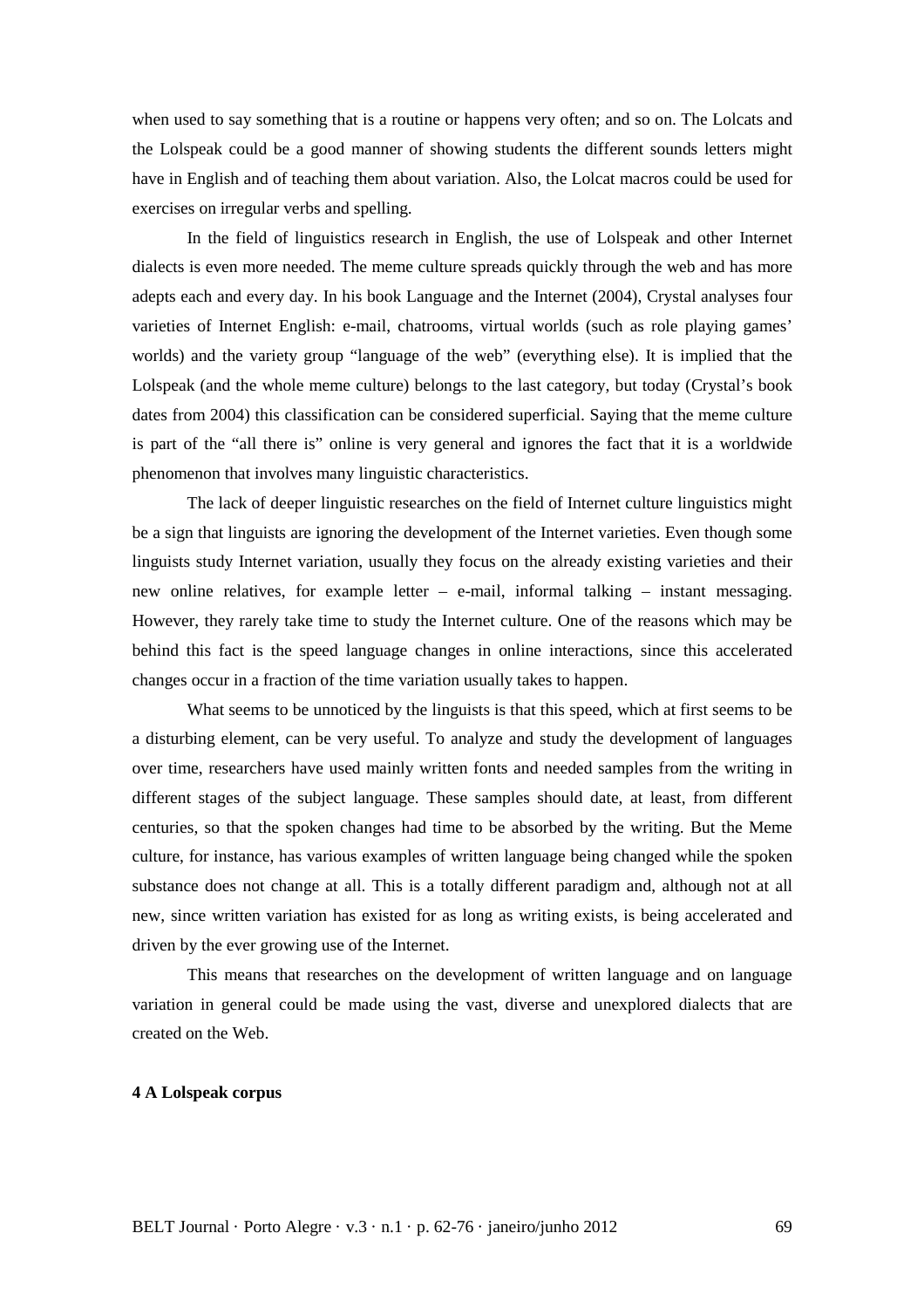when used to say something that is a routine or happens very often; and so on. The Lolcats and the Lolspeak could be a good manner of showing students the different sounds letters might have in English and of teaching them about variation. Also, the Lolcat macros could be used for exercises on irregular verbs and spelling.

In the field of linguistics research in English, the use of Lolspeak and other Internet dialects is even more needed. The meme culture spreads quickly through the web and has more adepts each and every day. In his book Language and the Internet (2004), Crystal analyses four varieties of Internet English: e-mail, chatrooms, virtual worlds (such as role playing games' worlds) and the variety group "language of the web" (everything else). It is implied that the Lolspeak (and the whole meme culture) belongs to the last category, but today (Crystal's book dates from 2004) this classification can be considered superficial. Saying that the meme culture is part of the "all there is" online is very general and ignores the fact that it is a worldwide phenomenon that involves many linguistic characteristics.

The lack of deeper linguistic researches on the field of Internet culture linguistics might be a sign that linguists are ignoring the development of the Internet varieties. Even though some linguists study Internet variation, usually they focus on the already existing varieties and their new online relatives, for example letter – e-mail, informal talking – instant messaging. However, they rarely take time to study the Internet culture. One of the reasons which may be behind this fact is the speed language changes in online interactions, since this accelerated changes occur in a fraction of the time variation usually takes to happen.

What seems to be unnoticed by the linguists is that this speed, which at first seems to be a disturbing element, can be very useful. To analyze and study the development of languages over time, researchers have used mainly written fonts and needed samples from the writing in different stages of the subject language. These samples should date, at least, from different centuries, so that the spoken changes had time to be absorbed by the writing. But the Meme culture, for instance, has various examples of written language being changed while the spoken substance does not change at all. This is a totally different paradigm and, although not at all new, since written variation has existed for as long as writing exists, is being accelerated and driven by the ever growing use of the Internet.

This means that researches on the development of written language and on language variation in general could be made using the vast, diverse and unexplored dialects that are created on the Web.

## 4 A Lolspeak corpus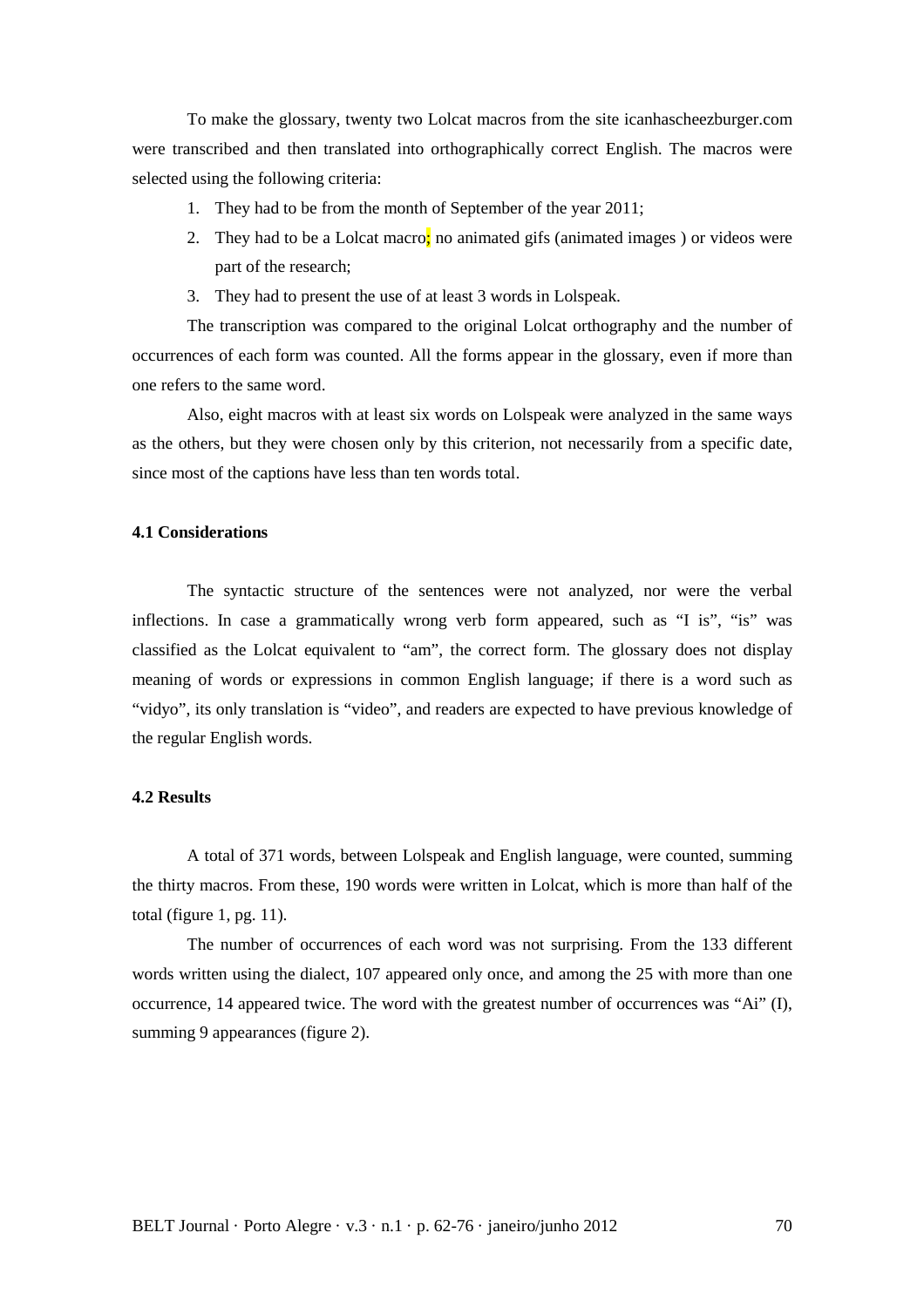To make the glossary, twenty two Lolcat macros from the site icanhascheezburger.com were transcribed and then translated into orthographically correct English. The macros were selected using the following criteria:

1. They had to be from the month of September of the year 2011;
2. They had to be a Lolcat macro; no animated gifs (animated images ) or videos were part of the research;
3. They had to present the use of at least 3 words in Lolspeak.

The transcription was compared to the original Lolcat orthography and the number of occurrences of each form was counted. All the forms appear in the glossary, even if more than one refers to the same word.

Also, eight macros with at least six words on Lolspeak were analyzed in the same ways as the others, but they were chosen only by this criterion, not necessarily from a specific date, since most of the captions have less than ten words total.

### 4.1 Considerations

The syntactic structure of the sentences were not analyzed, nor were the verbal inflections. In case a grammatically wrong verb form appeared, such as "I is", "is" was classified as the Lolcat equivalent to "am", the correct form. The glossary does not display meaning of words or expressions in common English language; if there is a word such as "vidyo", its only translation is "video", and readers are expected to have previous knowledge of the regular English words.

### 4.2 Results

A total of 371 words, between Lolspeak and English language, were counted, summing the thirty macros. From these, 190 words were written in Lolcat, which is more than half of the total (figure 1, pg. 11).

The number of occurrences of each word was not surprising. From the 133 different words written using the dialect, 107 appeared only once, and among the 25 with more than one occurrence, 14 appeared twice. The word with the greatest number of occurrences was "Ai" (I), summing 9 appearances (figure 2).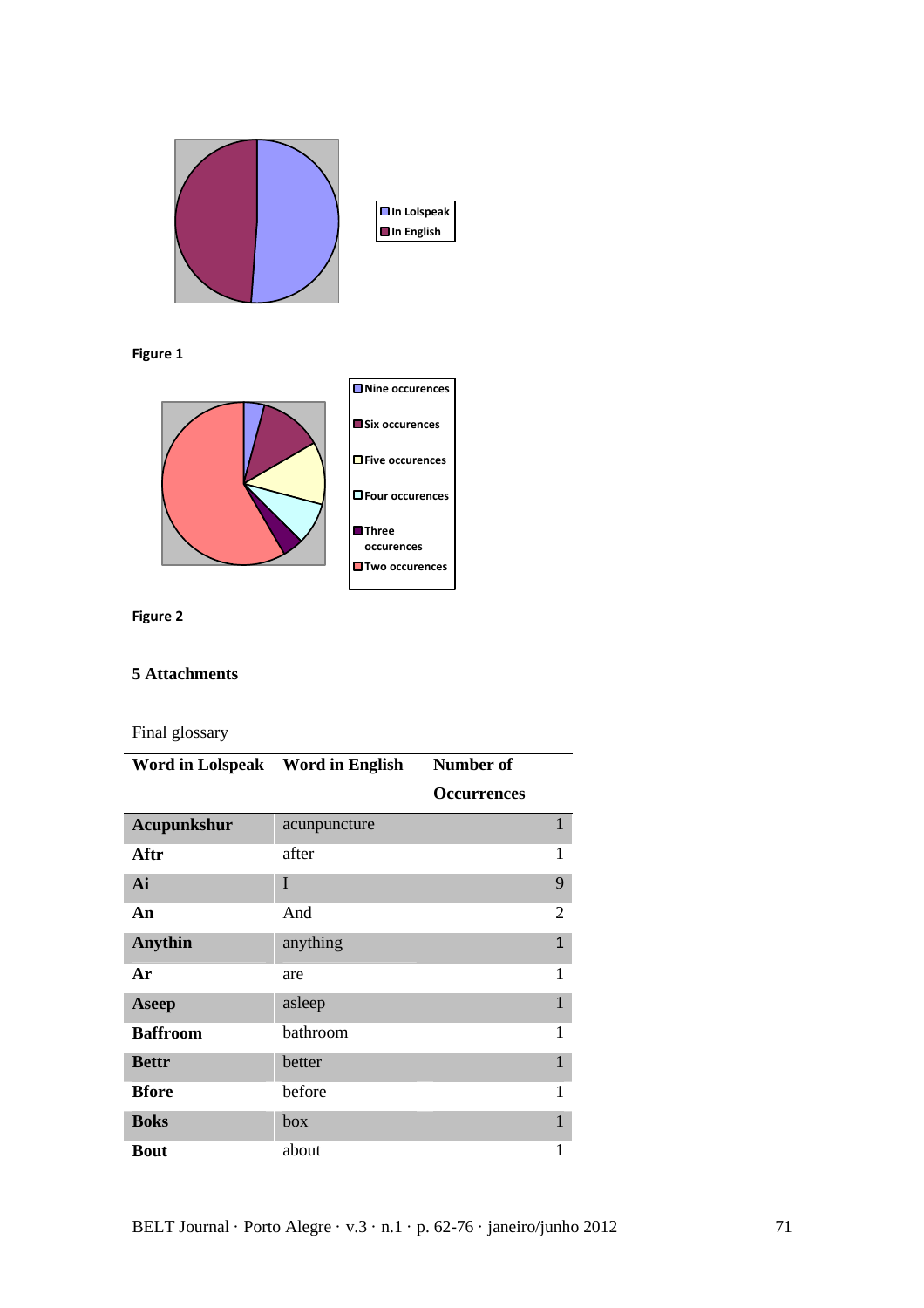In Lolspeak
In English

Figure 1

Nine occurences
Six occurences
Five occurences
Four occurences
Three occurences
Two occurences

Figure 2

## 5 Attachments

Final glossary

| Word in Lolspeak | Word in English | Number of Occurrences |
|---|---|---|
| **Acupunkshur** | acunpuncture | 1 |
| **Aftr** | after | 1 |
| **Ai** | I | 9 |
| **An** | And | 2 |
| **Anythin** | anything | 1 |
| **Ar** | are | 1 |
| **Aseep** | asleep | 1 |
| **Baffroom** | bathroom | 1 |
| **Bettr** | better | 1 |
| **Bfore** | before | 1 |
| **Boks** | box | 1 |
| **Bout** | about | 1 |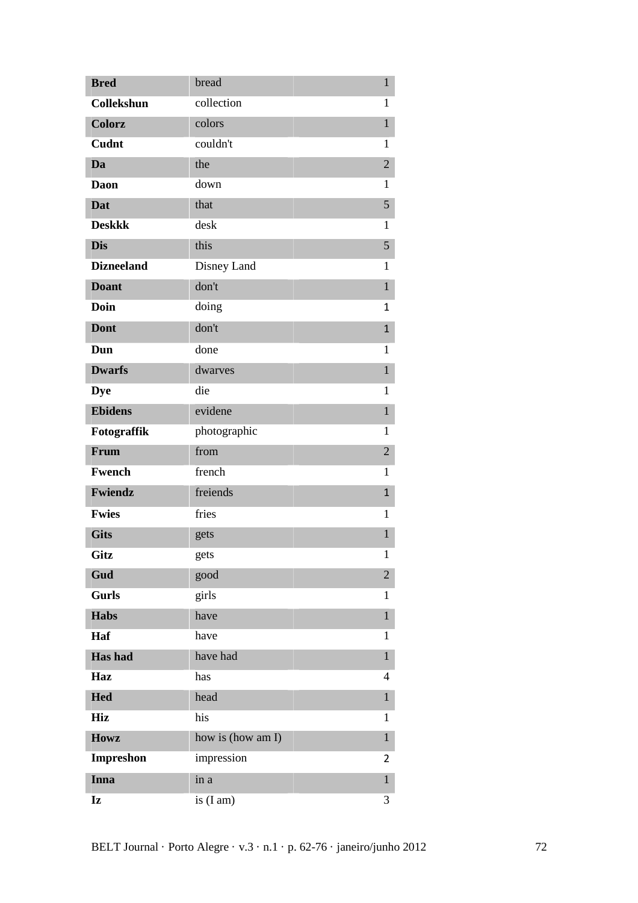| **Bred** | bread | 1 |
|---|---|---|
| **Collekshun** | collection | 1 |
| **Colorz** | colors | 1 |
| **Cudnt** | couldn't | 1 |
| **Da** | the | 2 |
| **Daon** | down | 1 |
| **Dat** | that | 5 |
| **Deskkk** | desk | 1 |
| **Dis** | this | 5 |
| **Dizneeland** | Disney Land | 1 |
| **Doant** | don't | 1 |
| **Doin** | doing | 1 |
| **Dont** | don't | 1 |
| **Dun** | done | 1 |
| **Dwarfs** | dwarves | 1 |
| **Dye** | die | 1 |
| **Ebidens** | evidene | 1 |
| **Fotograffik** | photographic | 1 |
| **Frum** | from | 2 |
| **Fwench** | french | 1 |
| **Fwiendz** | freiends | 1 |
| **Fwies** | fries | 1 |
| **Gits** | gets | 1 |
| **Gitz** | gets | 1 |
| **Gud** | good | 2 |
| **Gurls** | girls | 1 |
| **Habs** | have | 1 |
| **Haf** | have | 1 |
| **Has had** | have had | 1 |
| **Haz** | has | 4 |
| **Hed** | head | 1 |
| **Hiz** | his | 1 |
| **Howz** | how is (how am I) | 1 |
| **Impreshon** | impression | 2 |
| **Inna** | in a | 1 |
| **Iz** | is (I am) | 3 |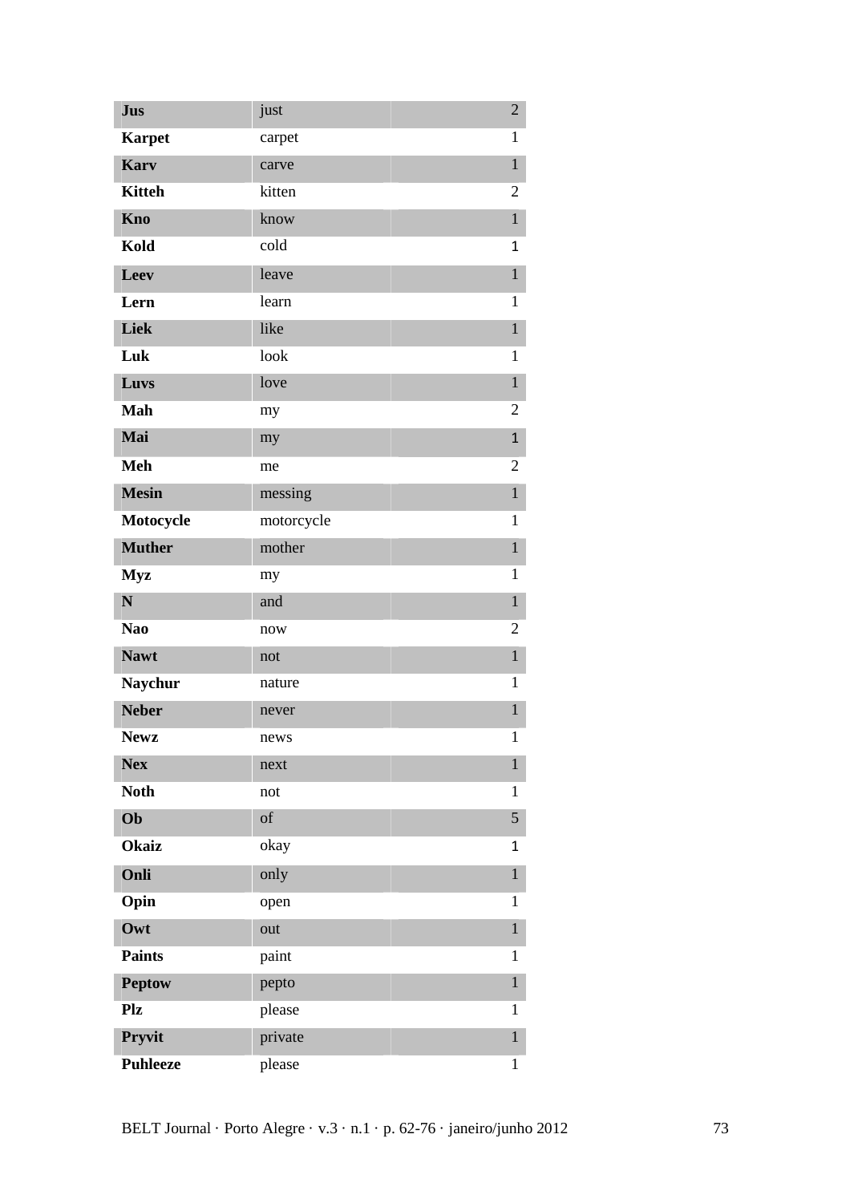| | | |
|---|---|---|
| **Jus** | just | 2 |
| **Karpet** | carpet | 1 |
| **Karv** | carve | 1 |
| **Kitteh** | kitten | 2 |
| **Kno** | know | 1 |
| **Kold** | cold | 1 |
| **Leev** | leave | 1 |
| **Lern** | learn | 1 |
| **Liek** | like | 1 |
| **Luk** | look | 1 |
| **Luvs** | love | 1 |
| **Mah** | my | 2 |
| **Mai** | my | 1 |
| **Meh** | me | 2 |
| **Mesin** | messing | 1 |
| **Motocycle** | motorcycle | 1 |
| **Muther** | mother | 1 |
| **Myz** | my | 1 |
| **N** | and | 1 |
| **Nao** | now | 2 |
| **Nawt** | not | 1 |
| **Naychur** | nature | 1 |
| **Neber** | never | 1 |
| **Newz** | news | 1 |
| **Nex** | next | 1 |
| **Noth** | not | 1 |
| **Ob** | of | 5 |
| **Okaiz** | okay | 1 |
| **Onli** | only | 1 |
| **Opin** | open | 1 |
| **Owt** | out | 1 |
| **Paints** | paint | 1 |
| **Peptow** | pepto | 1 |
| **Plz** | please | 1 |
| **Pryvit** | private | 1 |
| **Puhleeze** | please | 1 |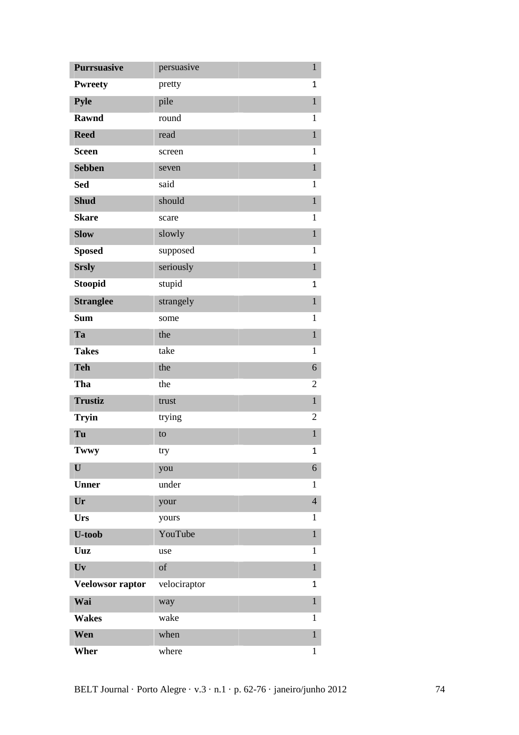| | | |
|---|---|---|
| **Purrsuasive** | persuasive | 1 |
| **Pwreety** | pretty | 1 |
| **Pyle** | pile | 1 |
| **Rawnd** | round | 1 |
| **Reed** | read | 1 |
| **Sceen** | screen | 1 |
| **Sebben** | seven | 1 |
| **Sed** | said | 1 |
| **Shud** | should | 1 |
| **Skare** | scare | 1 |
| **Slow** | slowly | 1 |
| **Sposed** | supposed | 1 |
| **Srsly** | seriously | 1 |
| **Stoopid** | stupid | 1 |
| **Stranglee** | strangely | 1 |
| **Sum** | some | 1 |
| **Ta** | the | 1 |
| **Takes** | take | 1 |
| **Teh** | the | 6 |
| **Tha** | the | 2 |
| **Trustiz** | trust | 1 |
| **Tryin** | trying | 2 |
| **Tu** | to | 1 |
| **Twwy** | try | 1 |
| **U** | you | 6 |
| **Unner** | under | 1 |
| **Ur** | your | 4 |
| **Urs** | yours | 1 |
| **U-toob** | YouTube | 1 |
| **Uuz** | use | 1 |
| **Uv** | of | 1 |
| **Veelowsor raptor** | velociraptor | 1 |
| **Wai** | way | 1 |
| **Wakes** | wake | 1 |
| **Wen** | when | 1 |
| **Wher** | where | 1 |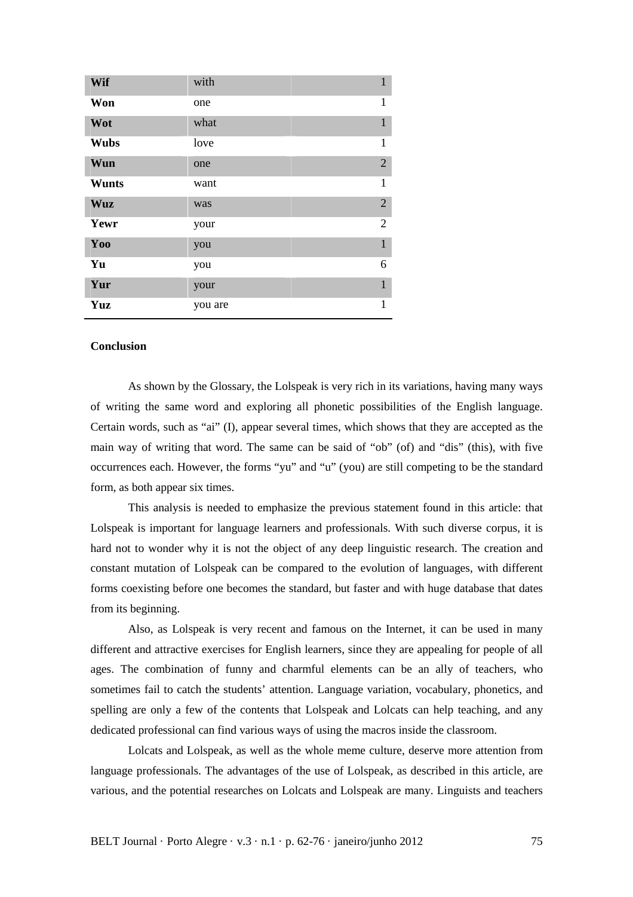| | | |
|---|---|---|
| **Wif** | with | 1 |
| **Won** | one | 1 |
| **Wot** | what | 1 |
| **Wubs** | love | 1 |
| **Wun** | one | 2 |
| **Wunts** | want | 1 |
| **Wuz** | was | 2 |
| **Yewr** | your | 2 |
| **Yoo** | you | 1 |
| **Yu** | you | 6 |
| **Yur** | your | 1 |
| **Yuz** | you are | 1 |

**Conclusion**

As shown by the Glossary, the Lolspeak is very rich in its variations, having many ways of writing the same word and exploring all phonetic possibilities of the English language. Certain words, such as "ai" (I), appear several times, which shows that they are accepted as the main way of writing that word. The same can be said of "ob" (of) and "dis" (this), with five occurrences each. However, the forms "yu" and "u" (you) are still competing to be the standard form, as both appear six times.

This analysis is needed to emphasize the previous statement found in this article: that Lolspeak is important for language learners and professionals. With such diverse corpus, it is hard not to wonder why it is not the object of any deep linguistic research. The creation and constant mutation of Lolspeak can be compared to the evolution of languages, with different forms coexisting before one becomes the standard, but faster and with huge database that dates from its beginning.

Also, as Lolspeak is very recent and famous on the Internet, it can be used in many different and attractive exercises for English learners, since they are appealing for people of all ages. The combination of funny and charmful elements can be an ally of teachers, who sometimes fail to catch the students' attention. Language variation, vocabulary, phonetics, and spelling are only a few of the contents that Lolspeak and Lolcats can help teaching, and any dedicated professional can find various ways of using the macros inside the classroom.

Lolcats and Lolspeak, as well as the whole meme culture, deserve more attention from language professionals. The advantages of the use of Lolspeak, as described in this article, are various, and the potential researches on Lolcats and Lolspeak are many. Linguists and teachers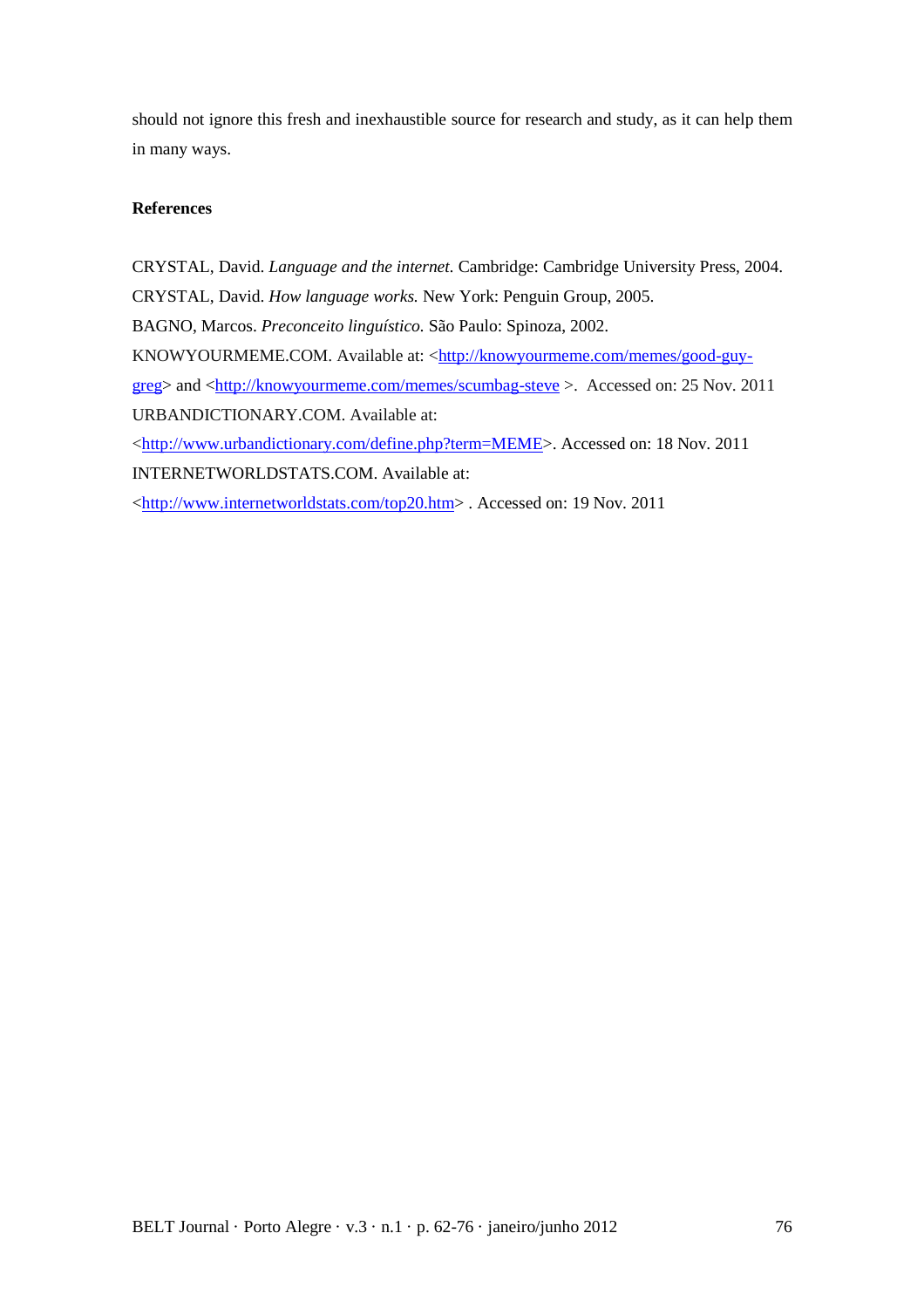should not ignore this fresh and inexhaustible source for research and study, as it can help them in many ways.

**References**

CRYSTAL, David. *Language and the internet.* Cambridge: Cambridge University Press, 2004.

CRYSTAL, David. *How language works.* New York: Penguin Group, 2005.

BAGNO, Marcos. *Preconceito linguístico.* São Paulo: Spinoza, 2002.

KNOWYOURMEME.COM. Available at: <http://knowyourmeme.com/memes/good-guy-greg> and <http://knowyourmeme.com/memes/scumbag-steve >. Accessed on: 25 Nov. 2011

URBANDICTIONARY.COM. Available at: <http://www.urbandictionary.com/define.php?term=MEME>. Accessed on: 18 Nov. 2011

INTERNETWORLDSTATS.COM. Available at: <http://www.internetworldstats.com/top20.htm> . Accessed on: 19 Nov. 2011